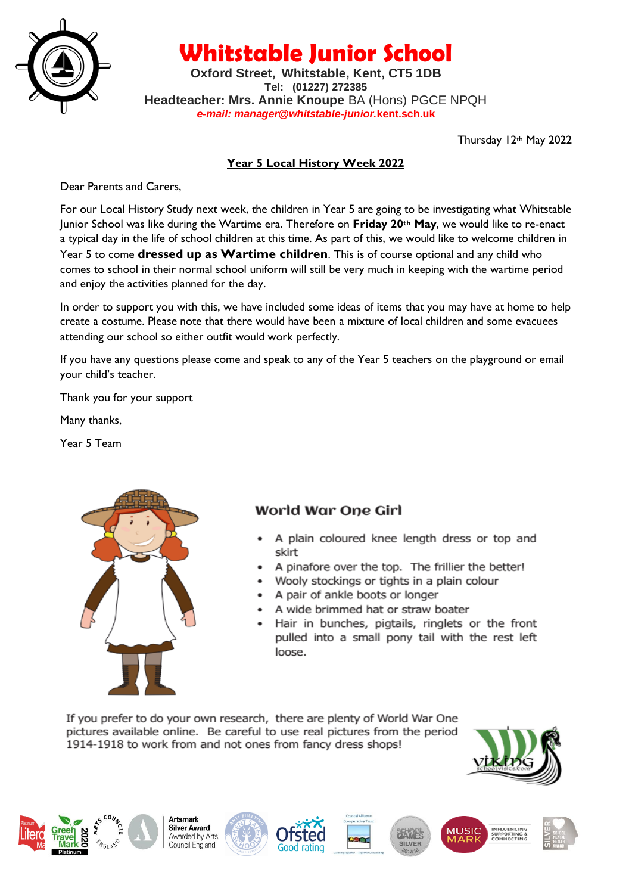# Whitstable Junior School

**Oxford Street, Whitstable, Kent, CT5 1DB**
**Tel: (01227) 272385**
**Headteacher: Mrs. Annie Knoupe** BA (Hons) PGCE NPQH
***e-mail: manager@whitstable-junior.kent.sch.uk***

Thursday 12th May 2022

## Year 5 Local History Week 2022

Dear Parents and Carers,

For our Local History Study next week, the children in Year 5 are going to be investigating what Whitstable Junior School was like during the Wartime era. Therefore on **Friday 20th May**, we would like to re-enact a typical day in the life of school children at this time. As part of this, we would like to welcome children in Year 5 to come **dressed up as Wartime children**. This is of course optional and any child who comes to school in their normal school uniform will still be very much in keeping with the wartime period and enjoy the activities planned for the day.

In order to support you with this, we have included some ideas of items that you may have at home to help create a costume. Please note that there would have been a mixture of local children and some evacuees attending our school so either outfit would work perfectly.

If you have any questions please come and speak to any of the Year 5 teachers on the playground or email your child's teacher.

Thank you for your support

Many thanks,

Year 5 Team

### World War One Girl

- A plain coloured knee length dress or top and skirt
- A pinafore over the top. The frillier the better!
- Wooly stockings or tights in a plain colour
- A pair of ankle boots or longer
- A wide brimmed hat or straw boater
- Hair in bunches, pigtails, ringlets or the front pulled into a small pony tail with the rest left loose.

If you prefer to do your own research, there are plenty of World War One pictures available online. Be careful to use real pictures from the period 1914-1918 to work from and not ones from fancy dress shops!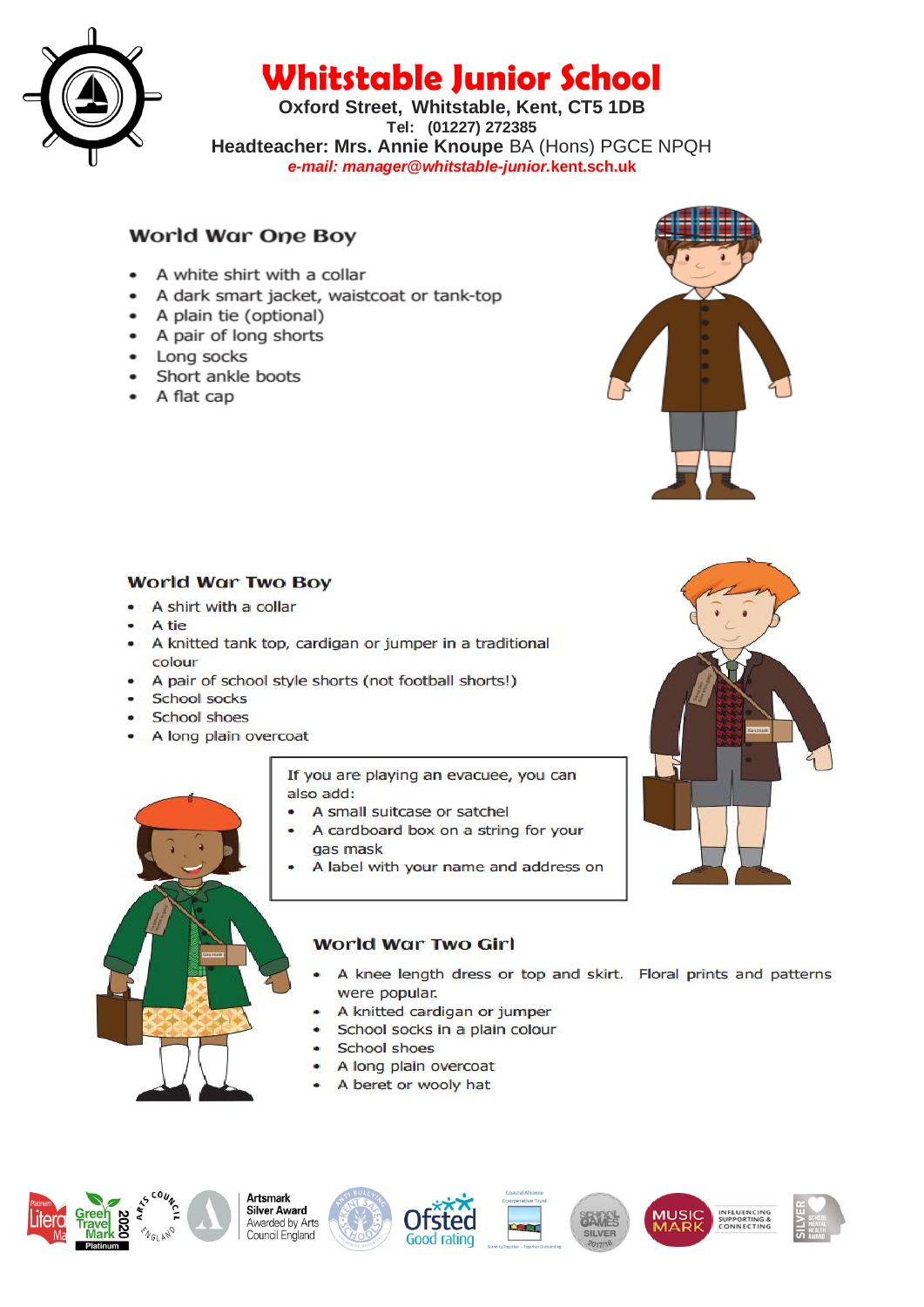# Whitstable Junior School

**Oxford Street, Whitstable, Kent, CT5 1DB**
**Tel: (01227) 272385**
**Headteacher: Mrs. Annie Knoupe** BA (Hons) PGCE NPQH
***e-mail: manager@whitstable-junior.kent.sch.uk***

## World War One Boy

- A white shirt with a collar
- A dark smart jacket, waistcoat or tank-top
- A plain tie (optional)
- A pair of long shorts
- Long socks
- Short ankle boots
- A flat cap

## World War Two Boy

- A shirt with a collar
- A tie
- A knitted tank top, cardigan or jumper in a traditional colour
- A pair of school style shorts (not football shorts!)
- School socks
- School shoes
- A long plain overcoat

If you are playing an evacuee, you can also add:

- A small suitcase or satchel
- A cardboard box on a string for your gas mask
- A label with your name and address on

## World War Two Girl

- A knee length dress or top and skirt. Floral prints and patterns were popular.
- A knitted cardigan or jumper
- School socks in a plain colour
- School shoes
- A long plain overcoat
- A beret or wooly hat